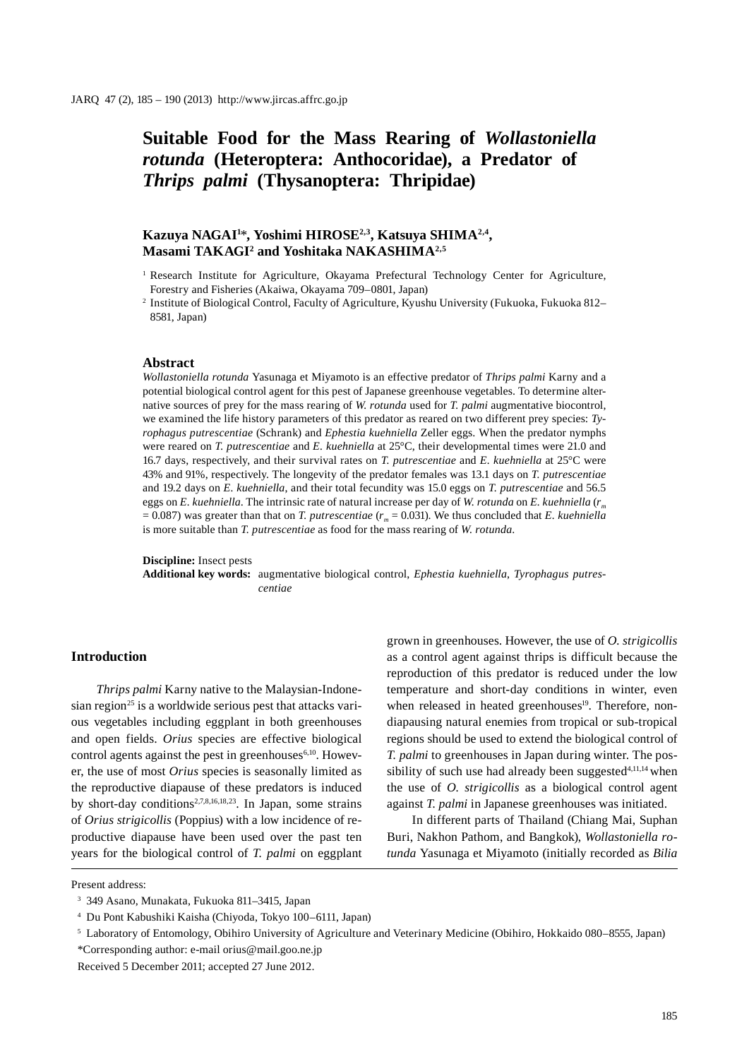# Suitable Food for the Mass Rearing of *Wollastoniella rotunda* (Heteroptera: Anthocoridae), a Predator of *Thrips palmi* (Thysanoptera: Thripidae)

**Kazuya NAGAI[1]\*, Yoshimi HIROSE[2,3], Katsuya SHIMA[2,4], Masami TAKAGI[2] and Yoshitaka NAKASHIMA[2,5]**

[1] Research Institute for Agriculture, Okayama Prefectural Technology Center for Agriculture, Forestry and Fisheries (Akaiwa, Okayama 709–0801, Japan)

[2] Institute of Biological Control, Faculty of Agriculture, Kyushu University (Fukuoka, Fukuoka 812–8581, Japan)

## Abstract

*Wollastoniella rotunda* Yasunaga et Miyamoto is an effective predator of *Thrips palmi* Karny and a potential biological control agent for this pest of Japanese greenhouse vegetables. To determine alternative sources of prey for the mass rearing of *W. rotunda* used for *T. palmi* augmentative biocontrol, we examined the life history parameters of this predator as reared on two different prey species: *Tyrophagus putrescentiae* (Schrank) and *Ephestia kuehniella* Zeller eggs. When the predator nymphs were reared on *T. putrescentiae* and *E. kuehniella* at 25°C, their developmental times were 21.0 and 16.7 days, respectively, and their survival rates on *T. putrescentiae* and *E. kuehniella* at 25°C were 43% and 91%, respectively. The longevity of the predator females was 13.1 days on *T. putrescentiae* and 19.2 days on *E. kuehniella*, and their total fecundity was 15.0 eggs on *T. putrescentiae* and 56.5 eggs on *E. kuehniella*. The intrinsic rate of natural increase per day of *W. rotunda* on *E. kuehniella* ($r_m$ = 0.087) was greater than that on *T. putrescentiae* ($r_m$ = 0.031). We thus concluded that *E. kuehniella* is more suitable than *T. putrescentiae* as food for the mass rearing of *W. rotunda*.

**Discipline:** Insect pests

**Additional key words:** augmentative biological control, *Ephestia kuehniella*, *Tyrophagus putrescentiae*

## Introduction

*Thrips palmi* Karny native to the Malaysian-Indonesian region[25] is a worldwide serious pest that attacks various vegetables including eggplant in both greenhouses and open fields. *Orius* species are effective biological control agents against the pest in greenhouses[6,10]. However, the use of most *Orius* species is seasonally limited as the reproductive diapause of these predators is induced by short-day conditions[2,7,8,16,18,23]. In Japan, some strains of *Orius strigicollis* (Poppius) with a low incidence of reproductive diapause have been used over the past ten years for the biological control of *T. palmi* on eggplant grown in greenhouses. However, the use of *O. strigicollis* as a control agent against thrips is difficult because the reproduction of this predator is reduced under the low temperature and short-day conditions in winter, even when released in heated greenhouses[19]. Therefore, non-diapausing natural enemies from tropical or sub-tropical regions should be used to extend the biological control of *T. palmi* to greenhouses in Japan during winter. The possibility of such use had already been suggested[4,11,14] when the use of *O. strigicollis* as a biological control agent against *T. palmi* in Japanese greenhouses was initiated.

In different parts of Thailand (Chiang Mai, Suphan Buri, Nakhon Pathom, and Bangkok), *Wollastoniella rotunda* Yasunaga et Miyamoto (initially recorded as *Bilia*

---

Present address:

[3] 349 Asano, Munakata, Fukuoka 811–3415, Japan

[4] Du Pont Kabushiki Kaisha (Chiyoda, Tokyo 100–6111, Japan)

[5] Laboratory of Entomology, Obihiro University of Agriculture and Veterinary Medicine (Obihiro, Hokkaido 080–8555, Japan)

\*Corresponding author: e-mail orius@mail.goo.ne.jp

Received 5 December 2011; accepted 27 June 2012.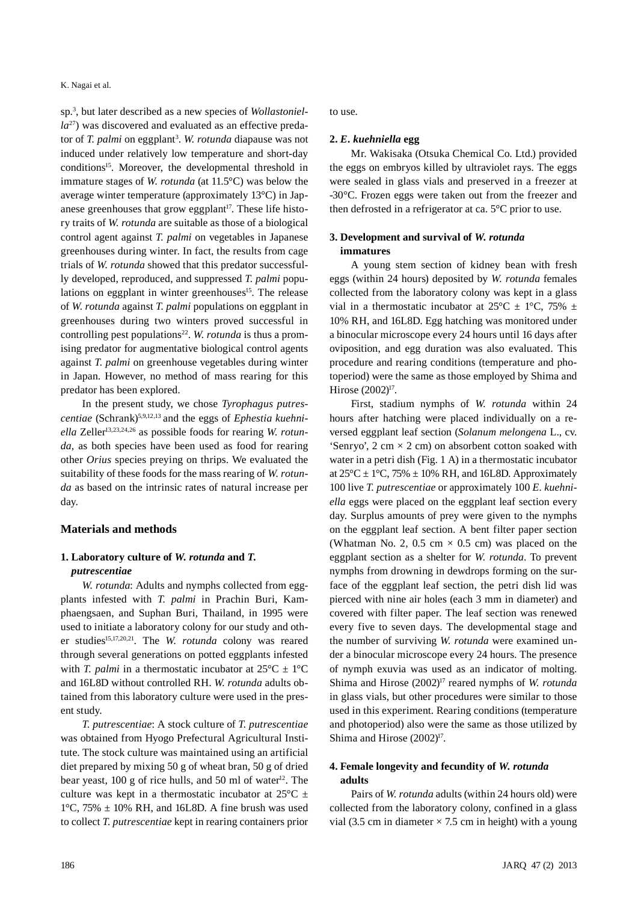sp.[3], but later described as a new species of *Wollastoniella*[27]) was discovered and evaluated as an effective predator of *T. palmi* on eggplant[3]. *W. rotunda* diapause was not induced under relatively low temperature and short-day conditions[15]. Moreover, the developmental threshold in immature stages of *W. rotunda* (at 11.5°C) was below the average winter temperature (approximately 13°C) in Japanese greenhouses that grow eggplant[17]. These life history traits of *W. rotunda* are suitable as those of a biological control agent against *T. palmi* on vegetables in Japanese greenhouses during winter. In fact, the results from cage trials of *W. rotunda* showed that this predator successfully developed, reproduced, and suppressed *T. palmi* populations on eggplant in winter greenhouses[15]. The release of *W. rotunda* against *T. palmi* populations on eggplant in greenhouses during two winters proved successful in controlling pest populations[22]. *W. rotunda* is thus a promising predator for augmentative biological control agents against *T. palmi* on greenhouse vegetables during winter in Japan. However, no method of mass rearing for this predator has been explored.

In the present study, we chose *Tyrophagus putrescentiae* (Schrank)[5,9,12,13] and the eggs of *Ephestia kuehniella* Zeller[13,23,24,26] as possible foods for rearing *W. rotunda*, as both species have been used as food for rearing other *Orius* species preying on thrips. We evaluated the suitability of these foods for the mass rearing of *W. rotunda* as based on the intrinsic rates of natural increase per day.

## Materials and methods

### 1. Laboratory culture of *W. rotunda* and *T. putrescentiae*

*W. rotunda*: Adults and nymphs collected from eggplants infested with *T. palmi* in Prachin Buri, Kamphaengsaen, and Suphan Buri, Thailand, in 1995 were used to initiate a laboratory colony for our study and other studies[15,17,20,21]. The *W. rotunda* colony was reared through several generations on potted eggplants infested with *T. palmi* in a thermostatic incubator at 25°C ± 1°C and 16L8D without controlled RH. *W. rotunda* adults obtained from this laboratory culture were used in the present study.

*T. putrescentiae*: A stock culture of *T. putrescentiae* was obtained from Hyogo Prefectural Agricultural Institute. The stock culture was maintained using an artificial diet prepared by mixing 50 g of wheat bran, 50 g of dried bear yeast, 100 g of rice hulls, and 50 ml of water[12]. The culture was kept in a thermostatic incubator at 25°C ± 1°C, 75% ± 10% RH, and 16L8D. A fine brush was used to collect *T. putrescentiae* kept in rearing containers prior to use.

### 2. *E. kuehniella* egg

Mr. Wakisaka (Otsuka Chemical Co. Ltd.) provided the eggs on embryos killed by ultraviolet rays. The eggs were sealed in glass vials and preserved in a freezer at -30°C. Frozen eggs were taken out from the freezer and then defrosted in a refrigerator at ca. 5°C prior to use.

### 3. Development and survival of *W. rotunda* immatures

A young stem section of kidney bean with fresh eggs (within 24 hours) deposited by *W. rotunda* females collected from the laboratory colony was kept in a glass vial in a thermostatic incubator at 25°C ± 1°C, 75% ± 10% RH, and 16L8D. Egg hatching was monitored under a binocular microscope every 24 hours until 16 days after oviposition, and egg duration was also evaluated. This procedure and rearing conditions (temperature and photoperiod) were the same as those employed by Shima and Hirose (2002)[17].

First, stadium nymphs of *W. rotunda* within 24 hours after hatching were placed individually on a reversed eggplant leaf section (*Solanum melongena* L., cv. 'Senryo', 2 cm × 2 cm) on absorbent cotton soaked with water in a petri dish (Fig. 1 A) in a thermostatic incubator at 25°C ± 1°C, 75% ± 10% RH, and 16L8D. Approximately 100 live *T. putrescentiae* or approximately 100 *E. kuehniella* eggs were placed on the eggplant leaf section every day. Surplus amounts of prey were given to the nymphs on the eggplant leaf section. A bent filter paper section (Whatman No. 2, 0.5 cm × 0.5 cm) was placed on the eggplant section as a shelter for *W. rotunda*. To prevent nymphs from drowning in dewdrops forming on the surface of the eggplant leaf section, the petri dish lid was pierced with nine air holes (each 3 mm in diameter) and covered with filter paper. The leaf section was renewed every five to seven days. The developmental stage and the number of surviving *W. rotunda* were examined under a binocular microscope every 24 hours. The presence of nymph exuvia was used as an indicator of molting. Shima and Hirose (2002)[17] reared nymphs of *W. rotunda* in glass vials, but other procedures were similar to those used in this experiment. Rearing conditions (temperature and photoperiod) also were the same as those utilized by Shima and Hirose (2002)[17].

### 4. Female longevity and fecundity of *W. rotunda* adults

Pairs of *W. rotunda* adults (within 24 hours old) were collected from the laboratory colony, confined in a glass vial (3.5 cm in diameter × 7.5 cm in height) with a young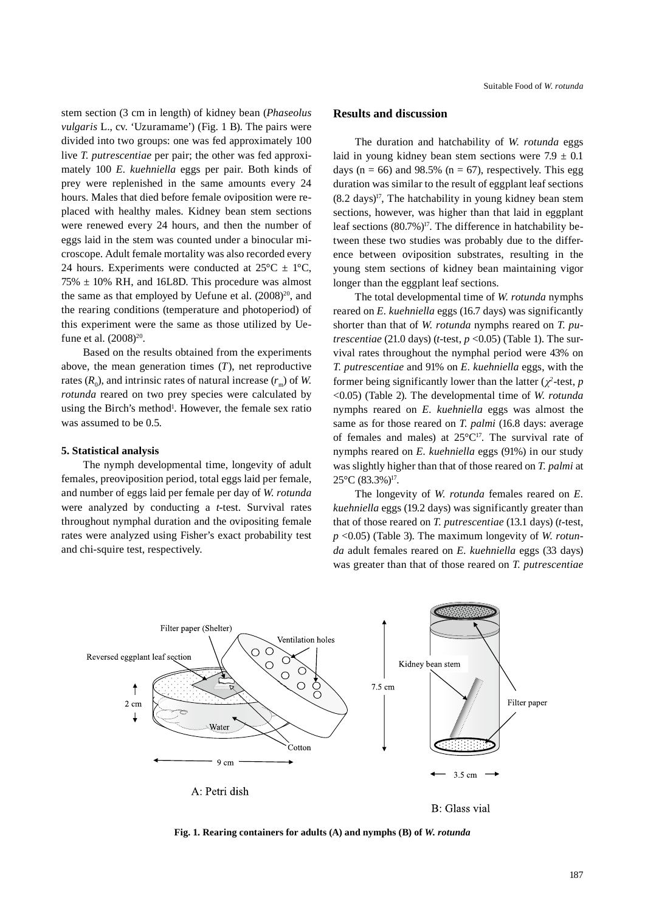stem section (3 cm in length) of kidney bean (*Phaseolus vulgaris* L., cv. 'Uzuramame') (Fig. 1 B). The pairs were divided into two groups: one was fed approximately 100 live *T. putrescentiae* per pair; the other was fed approximately 100 *E. kuehniella* eggs per pair. Both kinds of prey were replenished in the same amounts every 24 hours. Males that died before female oviposition were replaced with healthy males. Kidney bean stem sections were renewed every 24 hours, and then the number of eggs laid in the stem was counted under a binocular microscope. Adult female mortality was also recorded every 24 hours. Experiments were conducted at 25°C ± 1°C, 75% ± 10% RH, and 16L8D. This procedure was almost the same as that employed by Uefune et al. (2008)[20], and the rearing conditions (temperature and photoperiod) of this experiment were the same as those utilized by Uefune et al. (2008)[20].

Based on the results obtained from the experiments above, the mean generation times ($T$), net reproductive rates ($R_0$), and intrinsic rates of natural increase ($r_m$) of *W. rotunda* reared on two prey species were calculated by using the Birch's method[1]. However, the female sex ratio was assumed to be 0.5.

### 5. Statistical analysis

The nymph developmental time, longevity of adult females, preoviposition period, total eggs laid per female, and number of eggs laid per female per day of *W. rotunda* were analyzed by conducting a *t*-test. Survival rates throughout nymphal duration and the ovipositing female rates were analyzed using Fisher's exact probability test and chi-squire test, respectively.

## Results and discussion

The duration and hatchability of *W. rotunda* eggs laid in young kidney bean stem sections were 7.9 ± 0.1 days (n = 66) and 98.5% (n = 67), respectively. This egg duration was similar to the result of eggplant leaf sections (8.2 days)[17], The hatchability in young kidney bean stem sections, however, was higher than that laid in eggplant leaf sections (80.7%)[17]. The difference in hatchability between these two studies was probably due to the difference between oviposition substrates, resulting in the young stem sections of kidney bean maintaining vigor longer than the eggplant leaf sections.

The total developmental time of *W. rotunda* nymphs reared on *E. kuehniella* eggs (16.7 days) was significantly shorter than that of *W. rotunda* nymphs reared on *T. putrescentiae* (21.0 days) (*t*-test, $p < 0.05$) (Table 1). The survival rates throughout the nymphal period were 43% on *T. putrescentiae* and 91% on *E. kuehniella* eggs, with the former being significantly lower than the latter ($\chi^2$-test, $p < 0.05$) (Table 2). The developmental time of *W. rotunda* nymphs reared on *E. kuehniella* eggs was almost the same as for those reared on *T. palmi* (16.8 days: average of females and males) at 25°C[17]. The survival rate of nymphs reared on *E. kuehniella* eggs (91%) in our study was slightly higher than that of those reared on *T. palmi* at 25°C (83.3%)[17].

The longevity of *W. rotunda* females reared on *E. kuehniella* eggs (19.2 days) was significantly greater than that of those reared on *T. putrescentiae* (13.1 days) (*t*-test, $p < 0.05$) (Table 3). The maximum longevity of *W. rotunda* adult females reared on *E. kuehniella* eggs (33 days) was greater than that of those reared on *T. putrescentiae*

**Fig. 1. Rearing containers for adults (A) and nymphs (B) of *W. rotunda***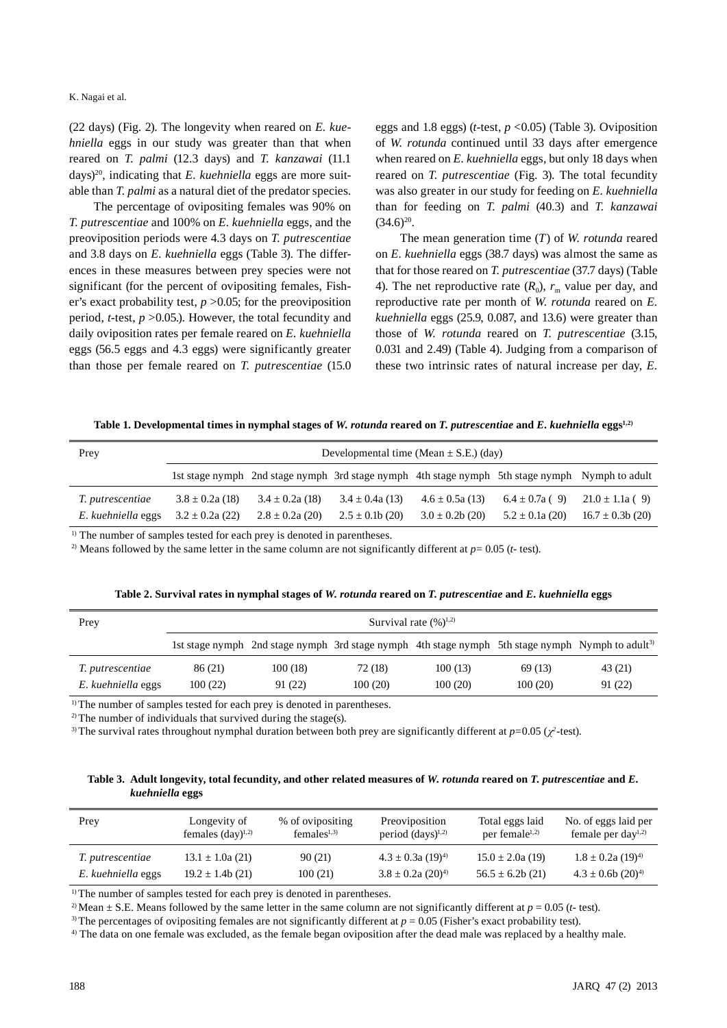(22 days) (Fig. 2). The longevity when reared on *E. kuehniella* eggs in our study was greater than that when reared on *T. palmi* (12.3 days) and *T. kanzawai* (11.1 days)[20], indicating that *E. kuehniella* eggs are more suitable than *T. palmi* as a natural diet of the predator species.

The percentage of ovipositing females was 90% on *T. putrescentiae* and 100% on *E. kuehniella* eggs, and the preoviposition periods were 4.3 days on *T. putrescentiae* and 3.8 days on *E. kuehniella* eggs (Table 3). The differences in these measures between prey species were not significant (for the percent of ovipositing females, Fisher's exact probability test, $p > 0.05$; for the preoviposition period, *t*-test, $p > 0.05$.). However, the total fecundity and daily oviposition rates per female reared on *E. kuehniella* eggs (56.5 eggs and 4.3 eggs) were significantly greater than those per female reared on *T. putrescentiae* (15.0 eggs and 1.8 eggs) (*t*-test, $p < 0.05$) (Table 3). Oviposition of *W. rotunda* continued until 33 days after emergence when reared on *E. kuehniella* eggs, but only 18 days when reared on *T. putrescentiae* (Fig. 3). The total fecundity was also greater in our study for feeding on *E. kuehniella* than for feeding on *T. palmi* (40.3) and *T. kanzawai* (34.6)[20].

The mean generation time ($T$) of *W. rotunda* reared on *E. kuehniella* eggs (38.7 days) was almost the same as that for those reared on *T. putrescentiae* (37.7 days) (Table 4). The net reproductive rate ($R_0$), $r_m$ value per day, and reproductive rate per month of *W. rotunda* reared on *E. kuehniella* eggs (25.9, 0.087, and 13.6) were greater than those of *W. rotunda* reared on *T. putrescentiae* (3.15, 0.031 and 2.49) (Table 4). Judging from a comparison of these two intrinsic rates of natural increase per day, *E.*

**Table 1. Developmental times in nymphal stages of *W. rotunda* reared on *T. putrescentiae* and *E. kuehniella* eggs[1,2]**

| Prey | Developmental time (Mean ± S.E.) (day) | | | | | |
|---|---|---|---|---|---|---|
| | 1st stage nymph | 2nd stage nymph | 3rd stage nymph | 4th stage nymph | 5th stage nymph | Nymph to adult |
| *T. putrescentiae* | 3.8 ± 0.2a (18) | 3.4 ± 0.2a (18) | 3.4 ± 0.4a (13) | 4.6 ± 0.5a (13) | 6.4 ± 0.7a ( 9) | 21.0 ± 1.1a ( 9) |
| *E. kuehniella* eggs | 3.2 ± 0.2a (22) | 2.8 ± 0.2a (20) | 2.5 ± 0.1b (20) | 3.0 ± 0.2b (20) | 5.2 ± 0.1a (20) | 16.7 ± 0.3b (20) |

[1] The number of samples tested for each prey is denoted in parentheses.

[2] Means followed by the same letter in the same column are not significantly different at $p = 0.05$ (*t*- test).

**Table 2. Survival rates in nymphal stages of *W. rotunda* reared on *T. putrescentiae* and *E. kuehniella* eggs**

| Prey | Survival rate (%)[1,2] | | | | | |
|---|---|---|---|---|---|---|
| | 1st stage nymph | 2nd stage nymph | 3rd stage nymph | 4th stage nymph | 5th stage nymph | Nymph to adult[3] |
| *T. putrescentiae* | 86 (21) | 100 (18) | 72 (18) | 100 (13) | 69 (13) | 43 (21) |
| *E. kuehniella* eggs | 100 (22) | 91 (22) | 100 (20) | 100 (20) | 100 (20) | 91 (22) |

[1] The number of samples tested for each prey is denoted in parentheses.

[2] The number of individuals that survived during the stage(s).

[3] The survival rates throughout nymphal duration between both prey are significantly different at $p = 0.05$ ($\chi^2$-test).

**Table 3. Adult longevity, total fecundity, and other related measures of *W. rotunda* reared on *T. putrescentiae* and *E. kuehniella* eggs**

| Prey | Longevity of females (day)[1,2] | % of ovipositing females[1,3] | Preoviposition period (days)[1,2] | Total eggs laid per female[1,2] | No. of eggs laid per female per day[1,2] |
|---|---|---|---|---|---|
| *T. putrescentiae* | 13.1 ± 1.0a (21) | 90 (21) | 4.3 ± 0.3a (19)[4] | 15.0 ± 2.0a (19) | 1.8 ± 0.2a (19)[4] |
| *E. kuehniella* eggs | 19.2 ± 1.4b (21) | 100 (21) | 3.8 ± 0.2a (20)[4] | 56.5 ± 6.2b (21) | 4.3 ± 0.6b (20)[4] |

[1] The number of samples tested for each prey is denoted in parentheses.

[2] Mean ± S.E. Means followed by the same letter in the same column are not significantly different at $p = 0.05$ (*t*- test).

[3] The percentages of ovipositing females are not significantly different at $p = 0.05$ (Fisher's exact probability test).

[4] The data on one female was excluded, as the female began oviposition after the dead male was replaced by a healthy male.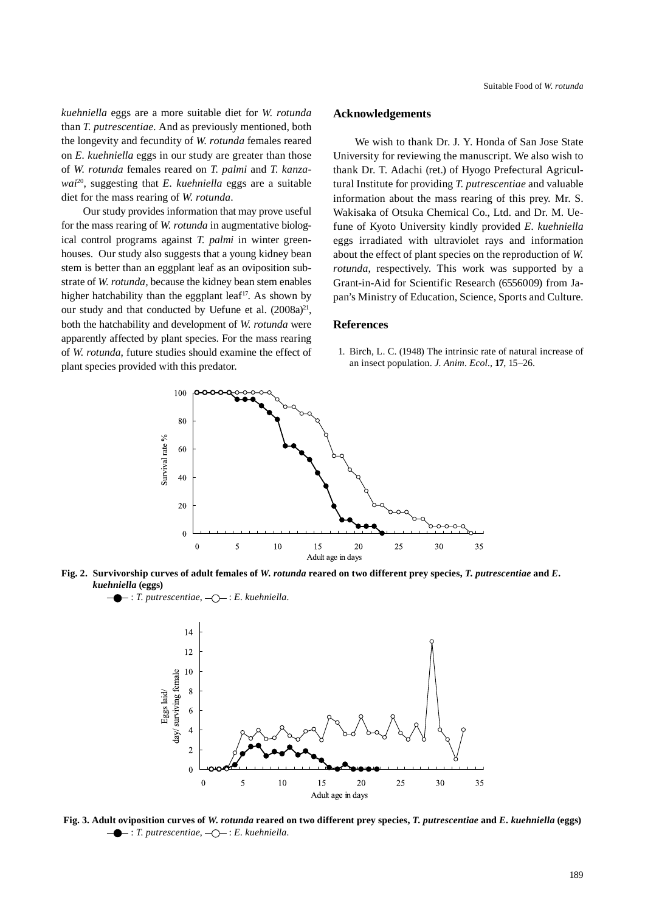*kuehniella* eggs are a more suitable diet for *W. rotunda* than *T. putrescentiae*. And as previously mentioned, both the longevity and fecundity of *W. rotunda* females reared on *E. kuehniella* eggs in our study are greater than those of *W. rotunda* females reared on *T. palmi* and *T. kanzawai*[20], suggesting that *E. kuehniella* eggs are a suitable diet for the mass rearing of *W. rotunda*.

Our study provides information that may prove useful for the mass rearing of *W. rotunda* in augmentative biological control programs against *T. palmi* in winter greenhouses. Our study also suggests that a young kidney bean stem is better than an eggplant leaf as an oviposition substrate of *W. rotunda*, because the kidney bean stem enables higher hatchability than the eggplant leaf[17]. As shown by our study and that conducted by Uefune et al. (2008a)[21], both the hatchability and development of *W. rotunda* were apparently affected by plant species. For the mass rearing of *W. rotunda*, future studies should examine the effect of plant species provided with this predator.

## Acknowledgements

We wish to thank Dr. J. Y. Honda of San Jose State University for reviewing the manuscript. We also wish to thank Dr. T. Adachi (ret.) of Hyogo Prefectural Agricultural Institute for providing *T. putrescentiae* and valuable information about the mass rearing of this prey. Mr. S. Wakisaka of Otsuka Chemical Co., Ltd. and Dr. M. Uefune of Kyoto University kindly provided *E. kuehniella* eggs irradiated with ultraviolet rays and information about the effect of plant species on the reproduction of *W. rotunda*, respectively. This work was supported by a Grant-in-Aid for Scientific Research (6556009) from Japan's Ministry of Education, Science, Sports and Culture.

## References

1. Birch, L. C. (1948) The intrinsic rate of natural increase of an insect population. *J. Anim. Ecol.*, **17**, 15–26.

**Fig. 2. Survivorship curves of adult females of *W. rotunda* reared on two different prey species, *T. putrescentiae* and *E. kuehniella* (eggs)**

—●— : *T. putrescentiae*, —○— : *E. kuehniella*.

**Fig. 3. Adult oviposition curves of *W. rotunda* reared on two different prey species, *T. putrescentiae* and *E. kuehniella* (eggs)**

—●— : *T. putrescentiae*, —○— : *E. kuehniella*.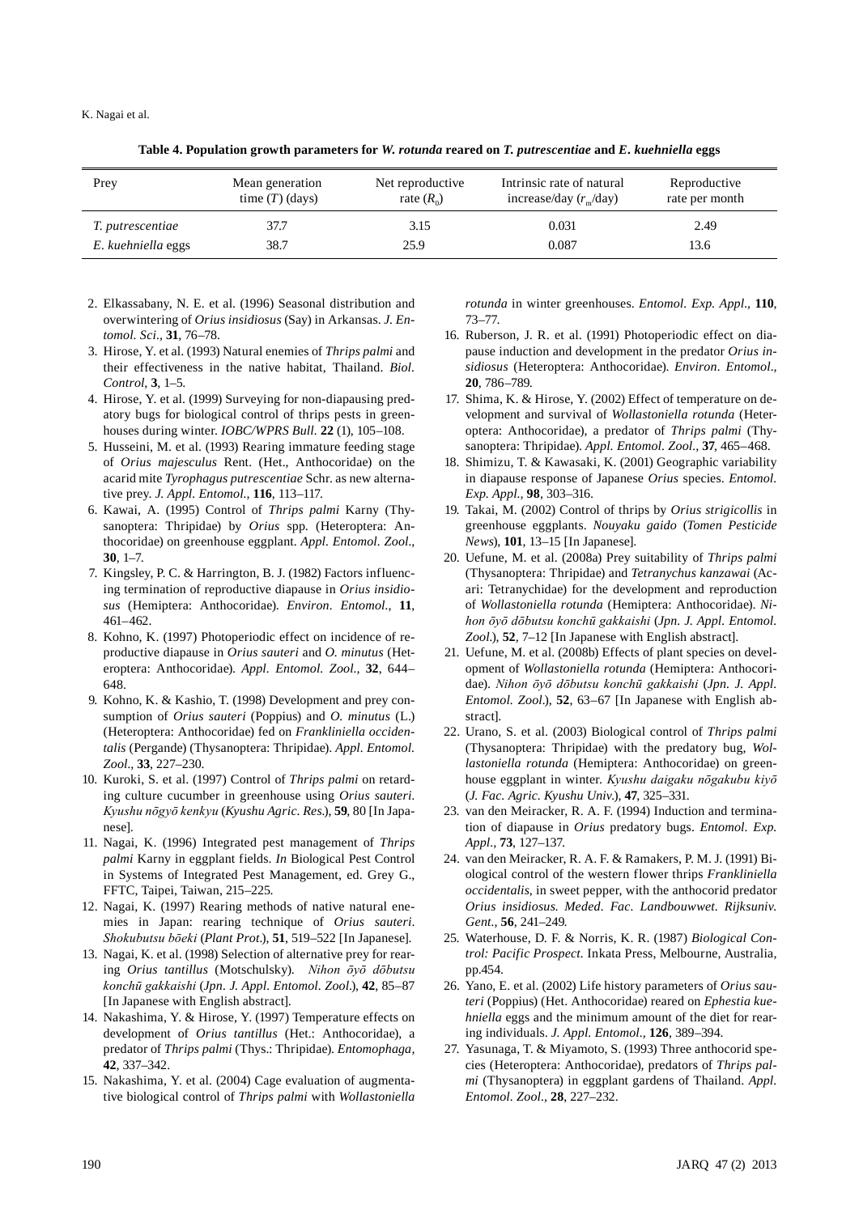**Table 4. Population growth parameters for *W. rotunda* reared on *T. putrescentiae* and *E. kuehniella* eggs**

| Prey | Mean generation time ($T$) (days) | Net reproductive rate ($R_0$) | Intrinsic rate of natural increase/day ($r_m$/day) | Reproductive rate per month |
|---|---|---|---|---|
| *T. putrescentiae* | 37.7 | 3.15 | 0.031 | 2.49 |
| *E. kuehniella* eggs | 38.7 | 25.9 | 0.087 | 13.6 |

2. Elkassabany, N. E. et al. (1996) Seasonal distribution and overwintering of *Orius insidiosus* (Say) in Arkansas. *J. Entomol. Sci.*, **31**, 76–78.
3. Hirose, Y. et al. (1993) Natural enemies of *Thrips palmi* and their effectiveness in the native habitat, Thailand. *Biol. Control*, **3**, 1–5.
4. Hirose, Y. et al. (1999) Surveying for non-diapausing predatory bugs for biological control of thrips pests in greenhouses during winter. *IOBC/WPRS Bull.* **22** (1), 105–108.
5. Husseini, M. et al. (1993) Rearing immature feeding stage of *Orius majesculus* Rent. (Het., Anthocoridae) on the acarid mite *Tyrophagus putrescentiae* Schr. as new alternative prey. *J. Appl. Entomol.*, **116**, 113–117.
6. Kawai, A. (1995) Control of *Thrips palmi* Karny (Thysanoptera: Thripidae) by *Orius* spp. (Heteroptera: Anthocoridae) on greenhouse eggplant. *Appl. Entomol. Zool.*, **30**, 1–7.
7. Kingsley, P. C. & Harrington, B. J. (1982) Factors influencing termination of reproductive diapause in *Orius insidiosus* (Hemiptera: Anthocoridae). *Environ. Entomol.*, **11**, 461–462.
8. Kohno, K. (1997) Photoperiodic effect on incidence of reproductive diapause in *Orius sauteri* and *O. minutus* (Heteroptera: Anthocoridae). *Appl. Entomol. Zool.*, **32**, 644–648.
9. Kohno, K. & Kashio, T. (1998) Development and prey consumption of *Orius sauteri* (Poppius) and *O. minutus* (L.) (Heteroptera: Anthocoridae) fed on *Frankliniella occidentalis* (Pergande) (Thysanoptera: Thripidae). *Appl. Entomol. Zool.*, **33**, 227–230.
10. Kuroki, S. et al. (1997) Control of *Thrips palmi* on retarding culture cucumber in greenhouse using *Orius sauteri. Kyushu nōgyō kenkyu* (*Kyushu Agric. Res.*), **59**, 80 [In Japanese].
11. Nagai, K. (1996) Integrated pest management of *Thrips palmi* Karny in eggplant fields. *In* Biological Pest Control in Systems of Integrated Pest Management, ed. Grey G., FFTC, Taipei, Taiwan, 215–225.
12. Nagai, K. (1997) Rearing methods of native natural enemies in Japan: rearing technique of *Orius sauteri*. *Shokubutsu bōeki* (*Plant Prot.*), **51**, 519–522 [In Japanese].
13. Nagai, K. et al. (1998) Selection of alternative prey for rearing *Orius tantillus* (Motschulsky). *Nihon ōyō dōbutsu konchū gakkaishi* (*Jpn. J. Appl. Entomol. Zool.*), **42**, 85–87 [In Japanese with English abstract].
14. Nakashima, Y. & Hirose, Y. (1997) Temperature effects on development of *Orius tantillus* (Het.: Anthocoridae), a predator of *Thrips palmi* (Thys.: Thripidae). *Entomophaga*, **42**, 337–342.
15. Nakashima, Y. et al. (2004) Cage evaluation of augmentative biological control of *Thrips palmi* with *Wollastoniella rotunda* in winter greenhouses. *Entomol. Exp. Appl.*, **110**, 73–77.
16. Ruberson, J. R. et al. (1991) Photoperiodic effect on diapause induction and development in the predator *Orius insidiosus* (Heteroptera: Anthocoridae). *Environ. Entomol.*, **20**, 786–789.
17. Shima, K. & Hirose, Y. (2002) Effect of temperature on development and survival of *Wollastoniella rotunda* (Heteroptera: Anthocoridae), a predator of *Thrips palmi* (Thysanoptera: Thripidae). *Appl. Entomol. Zool.*, **37**, 465–468.
18. Shimizu, T. & Kawasaki, K. (2001) Geographic variability in diapause response of Japanese *Orius* species. *Entomol. Exp. Appl.*, **98**, 303–316.
19. Takai, M. (2002) Control of thrips by *Orius strigicollis* in greenhouse eggplants. *Nouyaku gaido* (*Tomen Pesticide News*), **101**, 13–15 [In Japanese].
20. Uefune, M. et al. (2008a) Prey suitability of *Thrips palmi* (Thysanoptera: Thripidae) and *Tetranychus kanzawai* (Acari: Tetranychidae) for the development and reproduction of *Wollastoniella rotunda* (Hemiptera: Anthocoridae). *Nihon ōyō dōbutsu konchū gakkaishi* (*Jpn. J. Appl. Entomol. Zool.*), **52**, 7–12 [In Japanese with English abstract].
21. Uefune, M. et al. (2008b) Effects of plant species on development of *Wollastoniella rotunda* (Hemiptera: Anthocoridae). *Nihon ōyō dōbutsu konchū gakkaishi* (*Jpn. J. Appl. Entomol. Zool.*), **52**, 63–67 [In Japanese with English abstract].
22. Urano, S. et al. (2003) Biological control of *Thrips palmi* (Thysanoptera: Thripidae) with the predatory bug, *Wollastoniella rotunda* (Hemiptera: Anthocoridae) on greenhouse eggplant in winter. *Kyushu daigaku nōgakubu kiyō* (*J. Fac. Agric. Kyushu Univ.*), **47**, 325–331.
23. van den Meiracker, R. A. F. (1994) Induction and termination of diapause in *Orius* predatory bugs. *Entomol. Exp. Appl.*, **73**, 127–137.
24. van den Meiracker, R. A. F. & Ramakers, P. M. J. (1991) Biological control of the western flower thrips *Frankliniella occidentalis*, in sweet pepper, with the anthocorid predator *Orius insidiosus. Meded. Fac. Landbouwwet. Rijksuniv. Gent.*, **56**, 241–249.
25. Waterhouse, D. F. & Norris, K. R. (1987) *Biological Control: Pacific Prospect.* Inkata Press, Melbourne, Australia, pp.454.
26. Yano, E. et al. (2002) Life history parameters of *Orius sauteri* (Poppius) (Het. Anthocoridae) reared on *Ephestia kuehniella* eggs and the minimum amount of the diet for rearing individuals. *J. Appl. Entomol.*, **126**, 389–394.
27. Yasunaga, T. & Miyamoto, S. (1993) Three anthocorid species (Heteroptera: Anthocoridae), predators of *Thrips palmi* (Thysanoptera) in eggplant gardens of Thailand. *Appl. Entomol. Zool.*, **28**, 227–232.